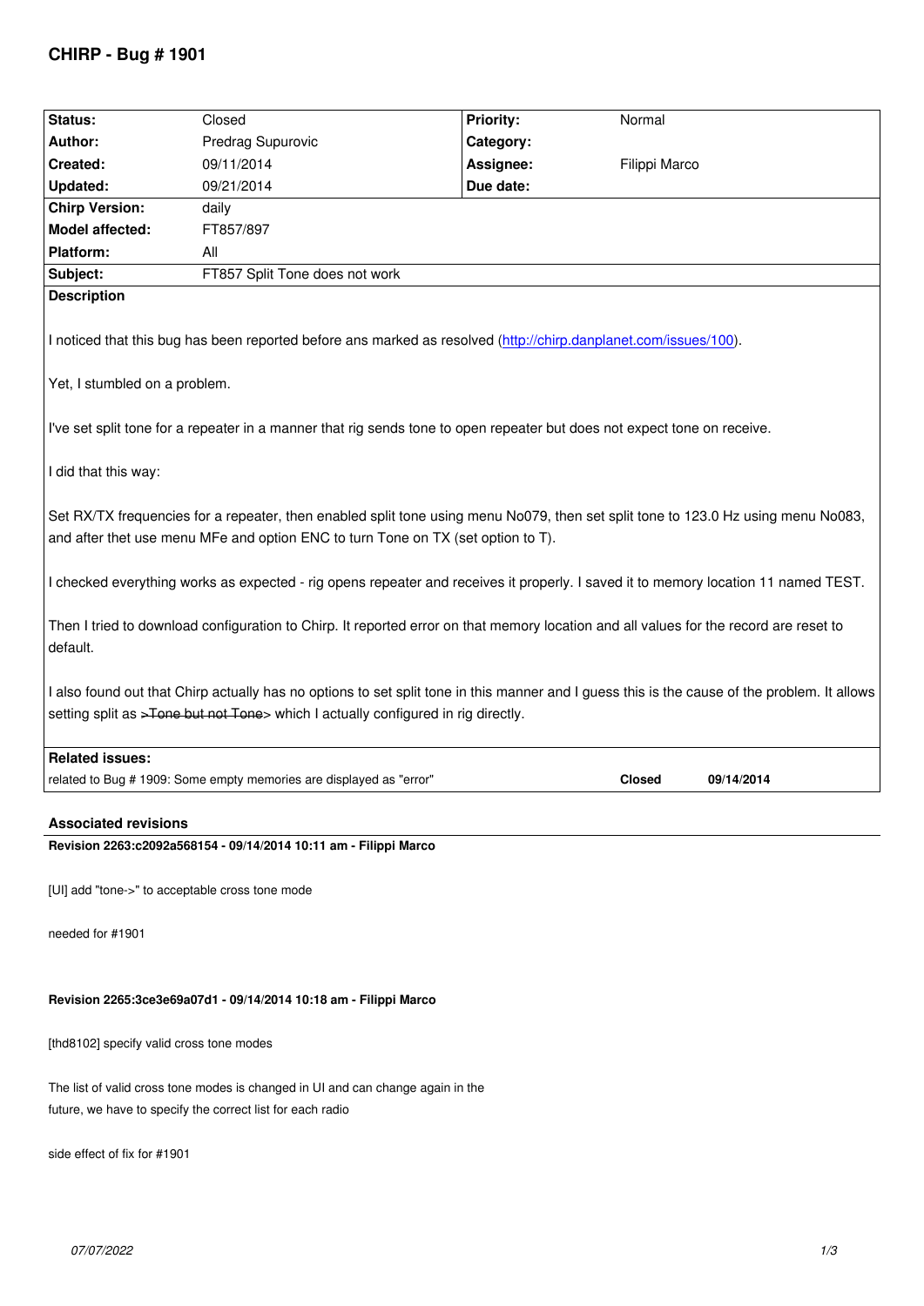# CHIRP - Bug # 1901

| Status: | Closed | Priority: | Normal |
|---|---|---|---|
| Author: | Predrag Supurovic | Category: | |
| Created: | 09/11/2014 | Assignee: | Filippi Marco |
| Updated: | 09/21/2014 | Due date: | |
| Chirp Version: | daily | | |
| Model affected: | FT857/897 | | |
| Platform: | All | | |
| Subject: | FT857 Split Tone does not work | | |

**Description**

I noticed that this bug has been reported before ans marked as resolved (http://chirp.danplanet.com/issues/100).

Yet, I stumbled on a problem.

I've set split tone for a repeater in a manner that rig sends tone to open repeater but does not expect tone on receive.

I did that this way:

Set RX/TX frequencies for a repeater, then enabled split tone using menu No079, then set split tone to 123.0 Hz using menu No083, and after thet use menu MFe and option ENC to turn Tone on TX (set option to T).

I checked everything works as expected - rig opens repeater and receives it properly. I saved it to memory location 11 named TEST.

Then I tried to download configuration to Chirp. It reported error on that memory location and all values for the record are reset to default.

I also found out that Chirp actually has no options to set split tone in this manner and I guess this is the cause of the problem. It allows setting split as >~~Tone but not Tone~~> which I actually configured in rig directly.

**Related issues:**

| | | |
|---|---|---|
| related to Bug # 1909: Some empty memories are displayed as "error" | Closed | 09/14/2014 |

## Associated revisions

**Revision 2263:c2092a568154 - 09/14/2014 10:11 am - Filippi Marco**

[UI] add "tone->" to acceptable cross tone mode

needed for #1901

**Revision 2265:3ce3e69a07d1 - 09/14/2014 10:18 am - Filippi Marco**

[thd8102] specify valid cross tone modes

The list of valid cross tone modes is changed in UI and can change again in the future, we have to specify the correct list for each radio

side effect of fix for #1901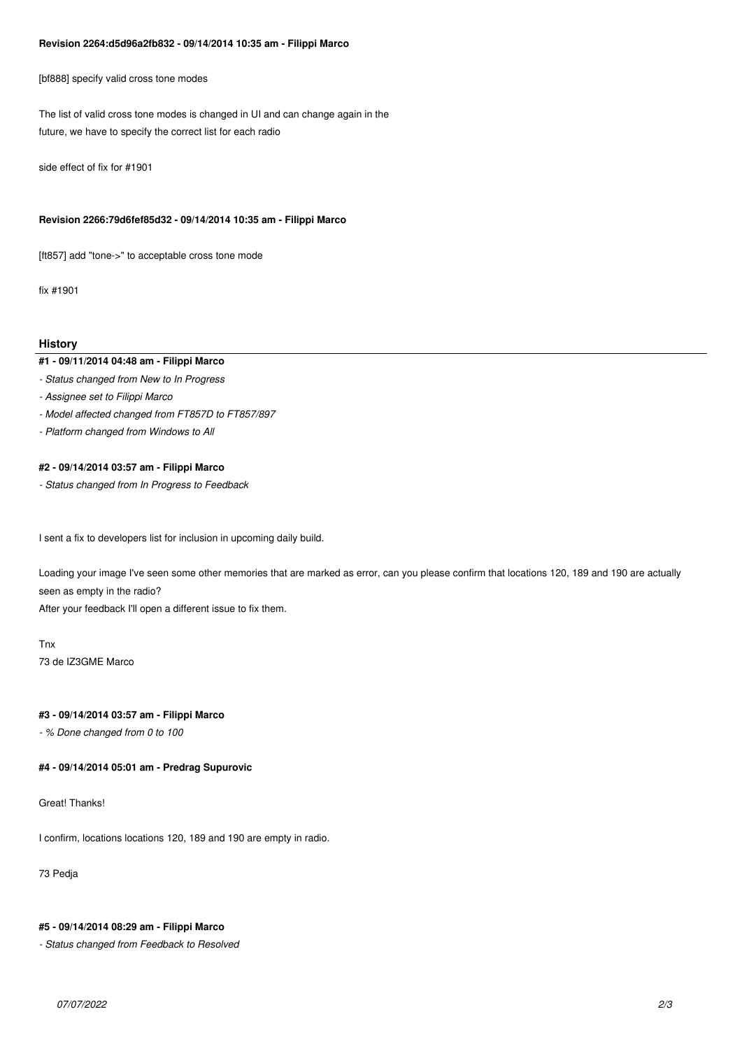**Revision 2264:d5d96a2fb832 - 09/14/2014 10:35 am - Filippi Marco**

[bf888] specify valid cross tone modes

The list of valid cross tone modes is changed in UI and can change again in the future, we have to specify the correct list for each radio

side effect of fix for #1901

**Revision 2266:79d6fef85d32 - 09/14/2014 10:35 am - Filippi Marco**

[ft857] add "tone->" to acceptable cross tone mode

fix #1901

## History

#### #1 - 09/11/2014 04:48 am - Filippi Marco

- *Status changed from New to In Progress*
- *Assignee set to Filippi Marco*
- *Model affected changed from FT857D to FT857/897*
- *Platform changed from Windows to All*

#### #2 - 09/14/2014 03:57 am - Filippi Marco

- *Status changed from In Progress to Feedback*

I sent a fix to developers list for inclusion in upcoming daily build.

Loading your image I've seen some other memories that are marked as error, can you please confirm that locations 120, 189 and 190 are actually seen as empty in the radio?
After your feedback I'll open a different issue to fix them.

Tnx
73 de IZ3GME Marco

#### #3 - 09/14/2014 03:57 am - Filippi Marco

- *% Done changed from 0 to 100*

#### #4 - 09/14/2014 05:01 am - Predrag Supurovic

Great! Thanks!

I confirm, locations locations 120, 189 and 190 are empty in radio.

73 Pedja

#### #5 - 09/14/2014 08:29 am - Filippi Marco

- *Status changed from Feedback to Resolved*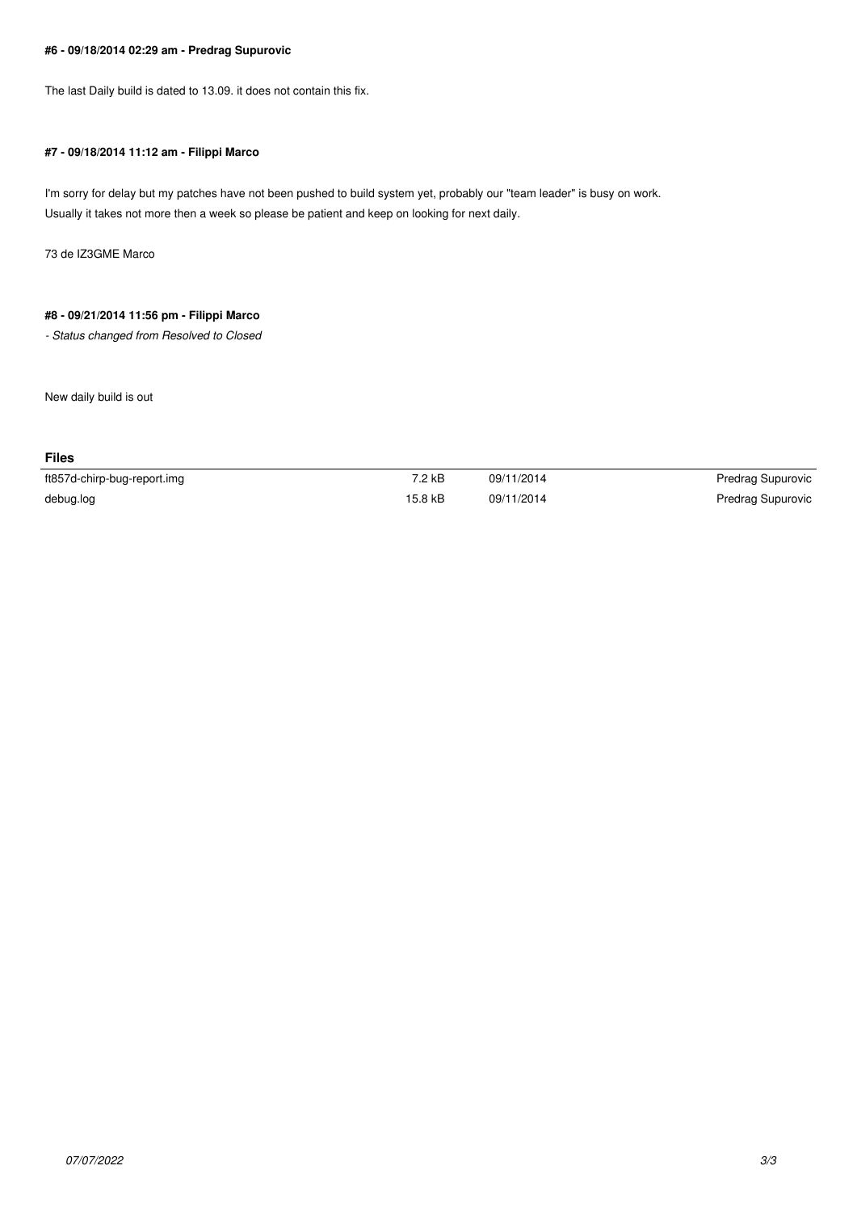#### #6 - 09/18/2014 02:29 am - Predrag Supurovic

The last Daily build is dated to 13.09. it does not contain this fix.

#### #7 - 09/18/2014 11:12 am - Filippi Marco

I'm sorry for delay but my patches have not been pushed to build system yet, probably our "team leader" is busy on work.
Usually it takes not more then a week so please be patient and keep on looking for next daily.

73 de IZ3GME Marco

#### #8 - 09/21/2014 11:56 pm - Filippi Marco

*- Status changed from Resolved to Closed*

New daily build is out

### Files

| | | | |
|---|---|---|---|
| ft857d-chirp-bug-report.img | 7.2 kB | 09/11/2014 | Predrag Supurovic |
| debug.log | 15.8 kB | 09/11/2014 | Predrag Supurovic |